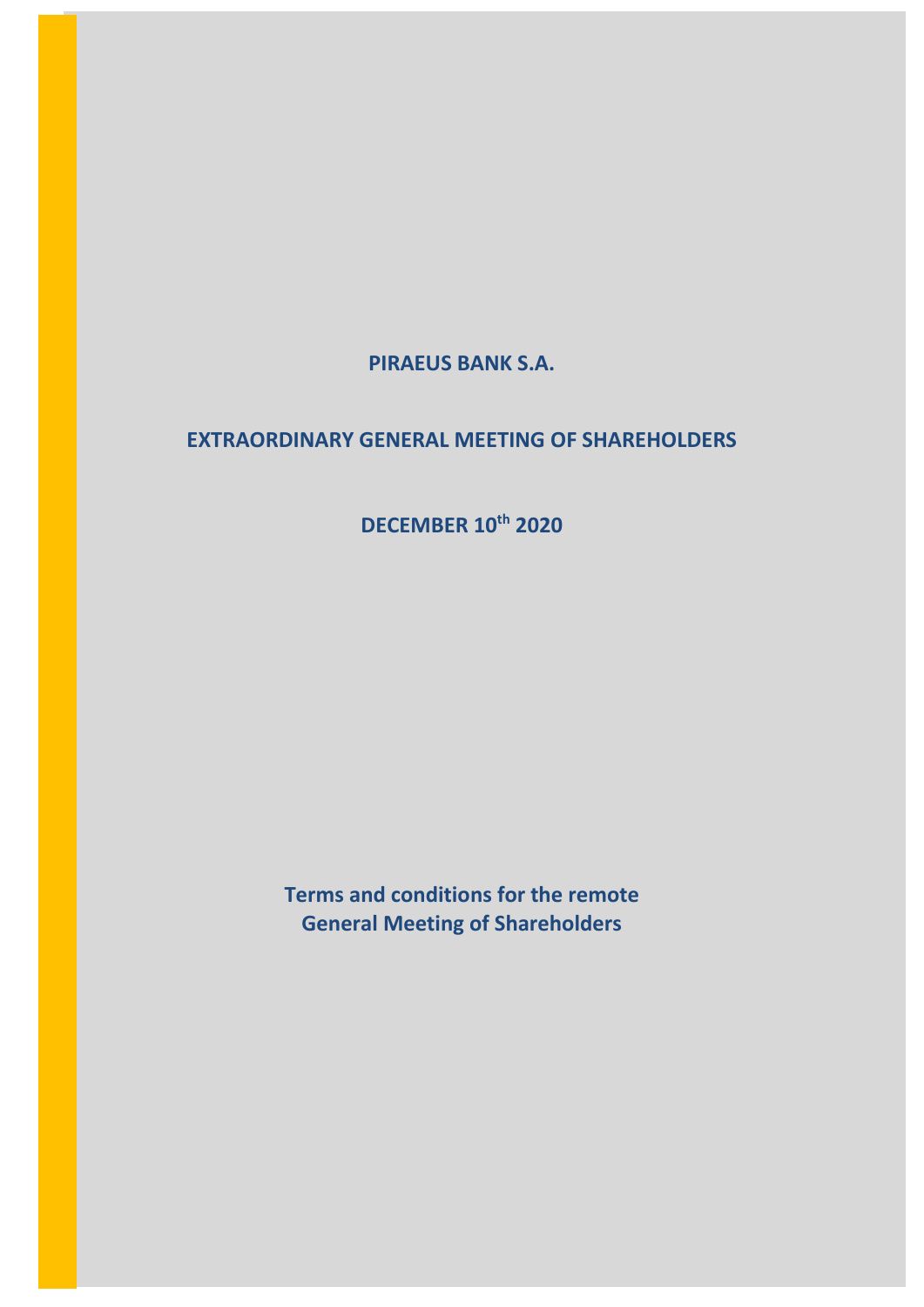# PIRAEUS BANK S.A.

## EXTRAORDINARY GENERAL MEETING OF SHAREHOLDERS

## DECEMBER 10th 2020

**Terms and conditions for the remote General Meeting of Shareholders**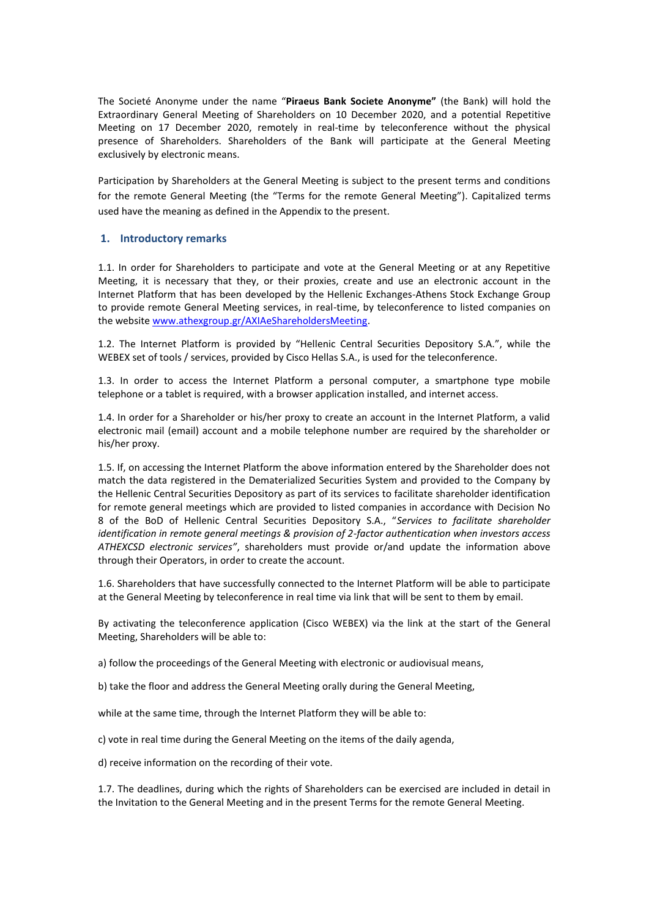The Societé Anonyme under the name "**Piraeus Bank Societe Anonyme"** (the Bank) will hold the Extraordinary General Meeting of Shareholders on 10 December 2020, and a potential Repetitive Meeting on 17 December 2020, remotely in real-time by teleconference without the physical presence of Shareholders. Shareholders of the Bank will participate at the General Meeting exclusively by electronic means.

Participation by Shareholders at the General Meeting is subject to the present terms and conditions for the remote General Meeting (the "Terms for the remote General Meeting"). Capitalized terms used have the meaning as defined in the Appendix to the present.

## 1. Introductory remarks

1.1. In order for Shareholders to participate and vote at the General Meeting or at any Repetitive Meeting, it is necessary that they, or their proxies, create and use an electronic account in the Internet Platform that has been developed by the Hellenic Exchanges-Athens Stock Exchange Group to provide remote General Meeting services, in real-time, by teleconference to listed companies on the website www.athexgroup.gr/AXIAeShareholdersMeeting.

1.2. The Internet Platform is provided by "Hellenic Central Securities Depository S.A.", while the WEBEX set of tools / services, provided by Cisco Hellas S.A., is used for the teleconference.

1.3. In order to access the Internet Platform a personal computer, a smartphone type mobile telephone or a tablet is required, with a browser application installed, and internet access.

1.4. In order for a Shareholder or his/her proxy to create an account in the Internet Platform, a valid electronic mail (email) account and a mobile telephone number are required by the shareholder or his/her proxy.

1.5. If, on accessing the Internet Platform the above information entered by the Shareholder does not match the data registered in the Dematerialized Securities System and provided to the Company by the Hellenic Central Securities Depository as part of its services to facilitate shareholder identification for remote general meetings which are provided to listed companies in accordance with Decision No 8 of the BoD of Hellenic Central Securities Depository S.A., "*Services to facilitate shareholder identification in remote general meetings & provision of 2-factor authentication when investors access ATHEXCSD electronic services"*, shareholders must provide or/and update the information above through their Operators, in order to create the account.

1.6. Shareholders that have successfully connected to the Internet Platform will be able to participate at the General Meeting by teleconference in real time via link that will be sent to them by email.

By activating the teleconference application (Cisco WEBEX) via the link at the start of the General Meeting, Shareholders will be able to:

a) follow the proceedings of the General Meeting with electronic or audiovisual means,

b) take the floor and address the General Meeting orally during the General Meeting,

while at the same time, through the Internet Platform they will be able to:

c) vote in real time during the General Meeting on the items of the daily agenda,

d) receive information on the recording of their vote.

1.7. The deadlines, during which the rights of Shareholders can be exercised are included in detail in the Invitation to the General Meeting and in the present Terms for the remote General Meeting.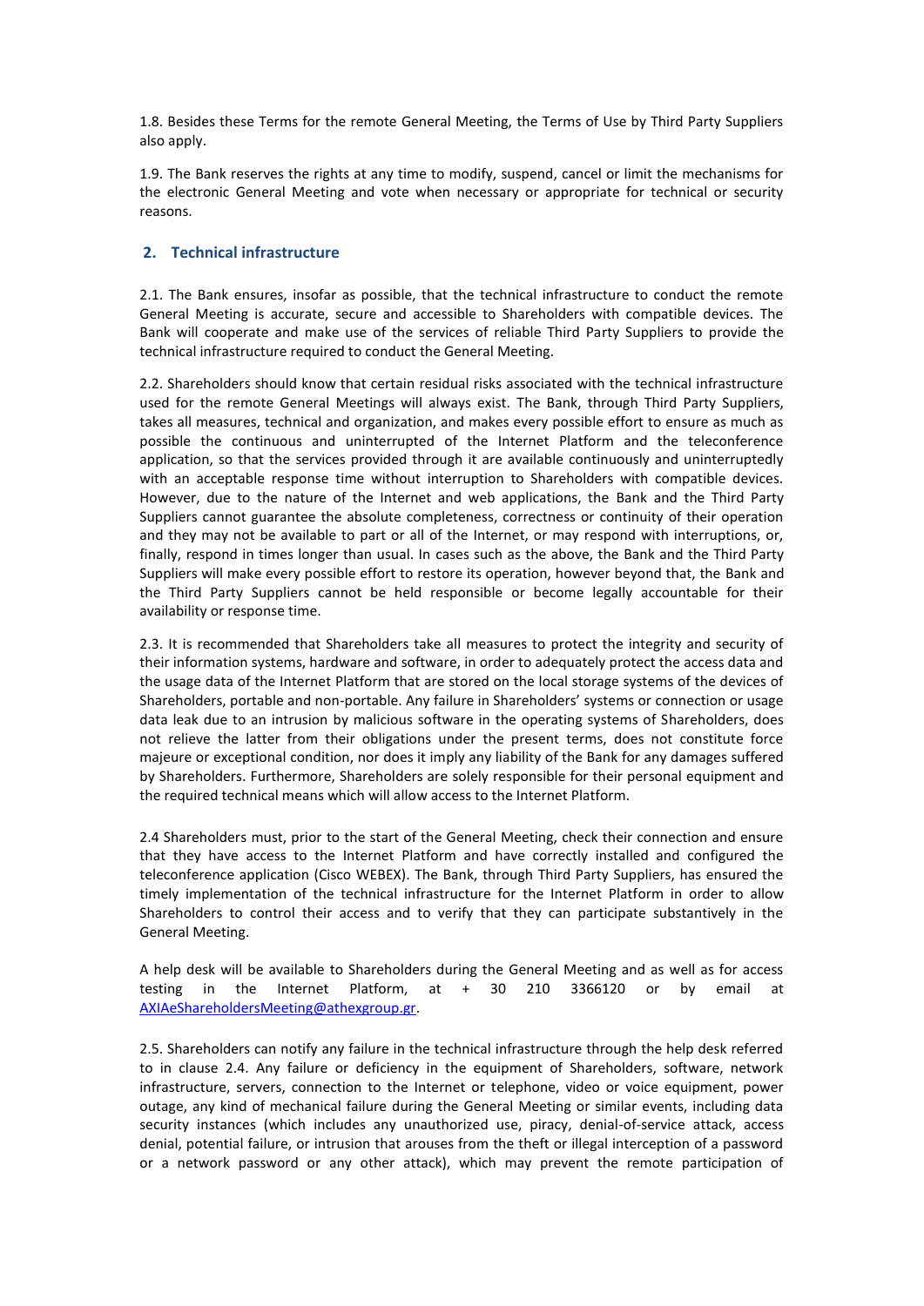1.8. Besides these Terms for the remote General Meeting, the Terms of Use by Third Party Suppliers also apply.

1.9. The Bank reserves the rights at any time to modify, suspend, cancel or limit the mechanisms for the electronic General Meeting and vote when necessary or appropriate for technical or security reasons.

## 2. Technical infrastructure

2.1. The Bank ensures, insofar as possible, that the technical infrastructure to conduct the remote General Meeting is accurate, secure and accessible to Shareholders with compatible devices. The Bank will cooperate and make use of the services of reliable Third Party Suppliers to provide the technical infrastructure required to conduct the General Meeting.

2.2. Shareholders should know that certain residual risks associated with the technical infrastructure used for the remote General Meetings will always exist. The Bank, through Third Party Suppliers, takes all measures, technical and organization, and makes every possible effort to ensure as much as possible the continuous and uninterrupted of the Internet Platform and the teleconference application, so that the services provided through it are available continuously and uninterruptedly with an acceptable response time without interruption to Shareholders with compatible devices. However, due to the nature of the Internet and web applications, the Bank and the Third Party Suppliers cannot guarantee the absolute completeness, correctness or continuity of their operation and they may not be available to part or all of the Internet, or may respond with interruptions, or, finally, respond in times longer than usual. In cases such as the above, the Bank and the Third Party Suppliers will make every possible effort to restore its operation, however beyond that, the Bank and the Third Party Suppliers cannot be held responsible or become legally accountable for their availability or response time.

2.3. It is recommended that Shareholders take all measures to protect the integrity and security of their information systems, hardware and software, in order to adequately protect the access data and the usage data of the Internet Platform that are stored on the local storage systems of the devices of Shareholders, portable and non-portable. Any failure in Shareholders' systems or connection or usage data leak due to an intrusion by malicious software in the operating systems of Shareholders, does not relieve the latter from their obligations under the present terms, does not constitute force majeure or exceptional condition, nor does it imply any liability of the Bank for any damages suffered by Shareholders. Furthermore, Shareholders are solely responsible for their personal equipment and the required technical means which will allow access to the Internet Platform.

2.4 Shareholders must, prior to the start of the General Meeting, check their connection and ensure that they have access to the Internet Platform and have correctly installed and configured the teleconference application (Cisco WEBEX). The Bank, through Third Party Suppliers, has ensured the timely implementation of the technical infrastructure for the Internet Platform in order to allow Shareholders to control their access and to verify that they can participate substantively in the General Meeting.

A help desk will be available to Shareholders during the General Meeting and as well as for access testing in the Internet Platform, at + 30 210 3366120 or by email at AXIAeShareholdersMeeting@athexgroup.gr.

2.5. Shareholders can notify any failure in the technical infrastructure through the help desk referred to in clause 2.4. Any failure or deficiency in the equipment of Shareholders, software, network infrastructure, servers, connection to the Internet or telephone, video or voice equipment, power outage, any kind of mechanical failure during the General Meeting or similar events, including data security instances (which includes any unauthorized use, piracy, denial-of-service attack, access denial, potential failure, or intrusion that arouses from the theft or illegal interception of a password or a network password or any other attack), which may prevent the remote participation of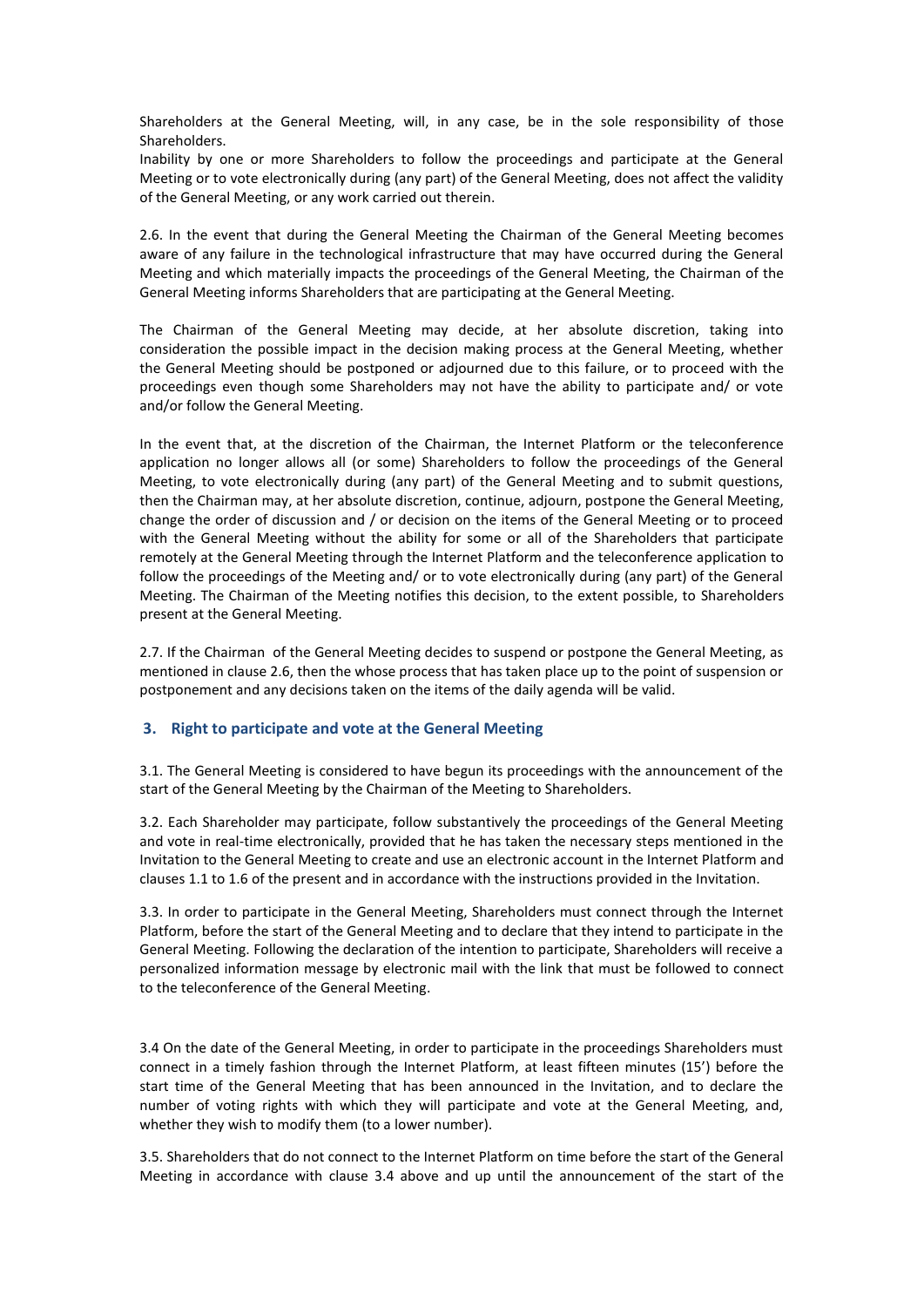Shareholders at the General Meeting, will, in any case, be in the sole responsibility of those Shareholders.

Inability by one or more Shareholders to follow the proceedings and participate at the General Meeting or to vote electronically during (any part) of the General Meeting, does not affect the validity of the General Meeting, or any work carried out therein.

2.6. In the event that during the General Meeting the Chairman of the General Meeting becomes aware of any failure in the technological infrastructure that may have occurred during the General Meeting and which materially impacts the proceedings of the General Meeting, the Chairman of the General Meeting informs Shareholders that are participating at the General Meeting.

The Chairman of the General Meeting may decide, at her absolute discretion, taking into consideration the possible impact in the decision making process at the General Meeting, whether the General Meeting should be postponed or adjourned due to this failure, or to proceed with the proceedings even though some Shareholders may not have the ability to participate and/ or vote and/or follow the General Meeting.

In the event that, at the discretion of the Chairman, the Internet Platform or the teleconference application no longer allows all (or some) Shareholders to follow the proceedings of the General Meeting, to vote electronically during (any part) of the General Meeting and to submit questions, then the Chairman may, at her absolute discretion, continue, adjourn, postpone the General Meeting, change the order of discussion and / or decision on the items of the General Meeting or to proceed with the General Meeting without the ability for some or all of the Shareholders that participate remotely at the General Meeting through the Internet Platform and the teleconference application to follow the proceedings of the Meeting and/ or to vote electronically during (any part) of the General Meeting. The Chairman of the Meeting notifies this decision, to the extent possible, to Shareholders present at the General Meeting.

2.7. If the Chairman of the General Meeting decides to suspend or postpone the General Meeting, as mentioned in clause 2.6, then the whose process that has taken place up to the point of suspension or postponement and any decisions taken on the items of the daily agenda will be valid.

## 3. Right to participate and vote at the General Meeting

3.1. The General Meeting is considered to have begun its proceedings with the announcement of the start of the General Meeting by the Chairman of the Meeting to Shareholders.

3.2. Each Shareholder may participate, follow substantively the proceedings of the General Meeting and vote in real-time electronically, provided that he has taken the necessary steps mentioned in the Invitation to the General Meeting to create and use an electronic account in the Internet Platform and clauses 1.1 to 1.6 of the present and in accordance with the instructions provided in the Invitation.

3.3. In order to participate in the General Meeting, Shareholders must connect through the Internet Platform, before the start of the General Meeting and to declare that they intend to participate in the General Meeting. Following the declaration of the intention to participate, Shareholders will receive a personalized information message by electronic mail with the link that must be followed to connect to the teleconference of the General Meeting.

3.4 On the date of the General Meeting, in order to participate in the proceedings Shareholders must connect in a timely fashion through the Internet Platform, at least fifteen minutes (15') before the start time of the General Meeting that has been announced in the Invitation, and to declare the number of voting rights with which they will participate and vote at the General Meeting, and, whether they wish to modify them (to a lower number).

3.5. Shareholders that do not connect to the Internet Platform on time before the start of the General Meeting in accordance with clause 3.4 above and up until the announcement of the start of the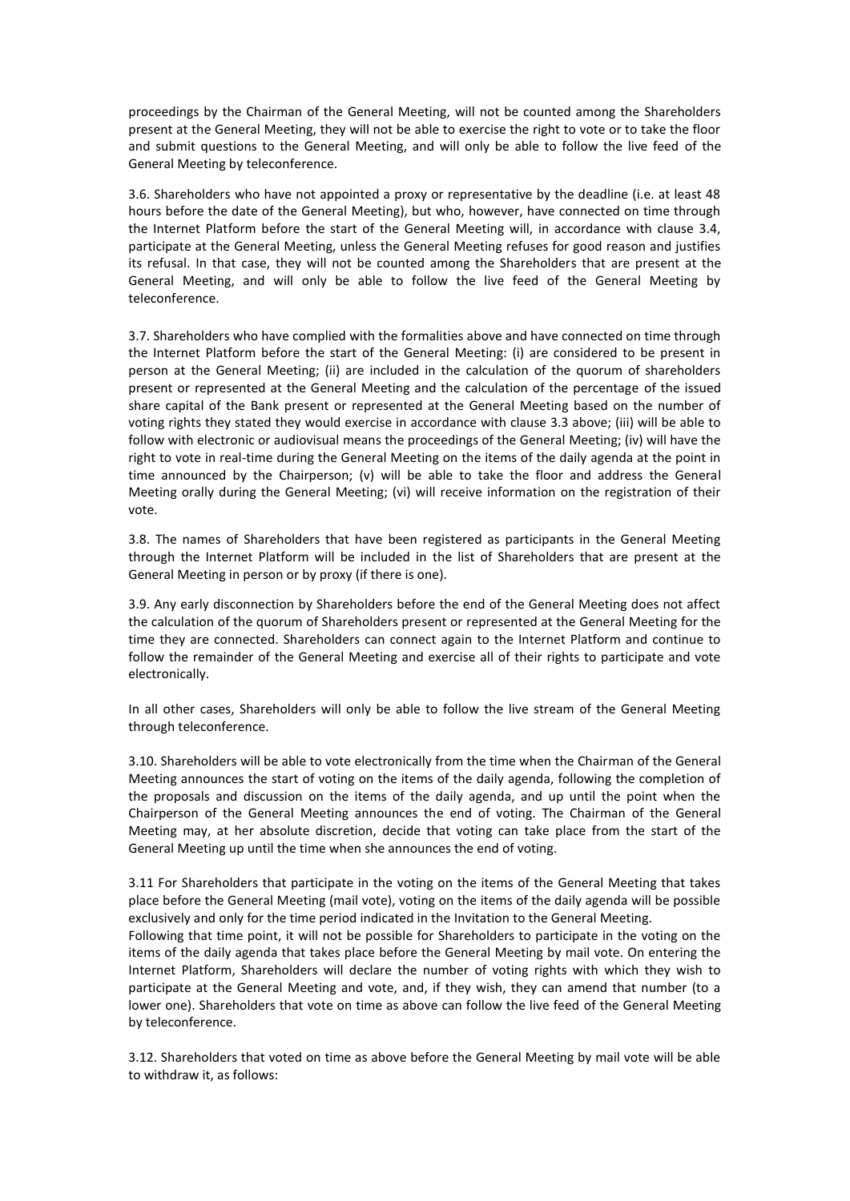proceedings by the Chairman of the General Meeting, will not be counted among the Shareholders present at the General Meeting, they will not be able to exercise the right to vote or to take the floor and submit questions to the General Meeting, and will only be able to follow the live feed of the General Meeting by teleconference.

3.6. Shareholders who have not appointed a proxy or representative by the deadline (i.e. at least 48 hours before the date of the General Meeting), but who, however, have connected on time through the Internet Platform before the start of the General Meeting will, in accordance with clause 3.4, participate at the General Meeting, unless the General Meeting refuses for good reason and justifies its refusal. In that case, they will not be counted among the Shareholders that are present at the General Meeting, and will only be able to follow the live feed of the General Meeting by teleconference.

3.7. Shareholders who have complied with the formalities above and have connected on time through the Internet Platform before the start of the General Meeting: (i) are considered to be present in person at the General Meeting; (ii) are included in the calculation of the quorum of shareholders present or represented at the General Meeting and the calculation of the percentage of the issued share capital of the Bank present or represented at the General Meeting based on the number of voting rights they stated they would exercise in accordance with clause 3.3 above; (iii) will be able to follow with electronic or audiovisual means the proceedings of the General Meeting; (iv) will have the right to vote in real-time during the General Meeting on the items of the daily agenda at the point in time announced by the Chairperson; (v) will be able to take the floor and address the General Meeting orally during the General Meeting; (vi) will receive information on the registration of their vote.

3.8. The names of Shareholders that have been registered as participants in the General Meeting through the Internet Platform will be included in the list of Shareholders that are present at the General Meeting in person or by proxy (if there is one).

3.9. Any early disconnection by Shareholders before the end of the General Meeting does not affect the calculation of the quorum of Shareholders present or represented at the General Meeting for the time they are connected. Shareholders can connect again to the Internet Platform and continue to follow the remainder of the General Meeting and exercise all of their rights to participate and vote electronically.

In all other cases, Shareholders will only be able to follow the live stream of the General Meeting through teleconference.

3.10. Shareholders will be able to vote electronically from the time when the Chairman of the General Meeting announces the start of voting on the items of the daily agenda, following the completion of the proposals and discussion on the items of the daily agenda, and up until the point when the Chairperson of the General Meeting announces the end of voting. The Chairman of the General Meeting may, at her absolute discretion, decide that voting can take place from the start of the General Meeting up until the time when she announces the end of voting.

3.11 For Shareholders that participate in the voting on the items of the General Meeting that takes place before the General Meeting (mail vote), voting on the items of the daily agenda will be possible exclusively and only for the time period indicated in the Invitation to the General Meeting.
Following that time point, it will not be possible for Shareholders to participate in the voting on the items of the daily agenda that takes place before the General Meeting by mail vote. On entering the Internet Platform, Shareholders will declare the number of voting rights with which they wish to participate at the General Meeting and vote, and, if they wish, they can amend that number (to a lower one). Shareholders that vote on time as above can follow the live feed of the General Meeting by teleconference.

3.12. Shareholders that voted on time as above before the General Meeting by mail vote will be able to withdraw it, as follows: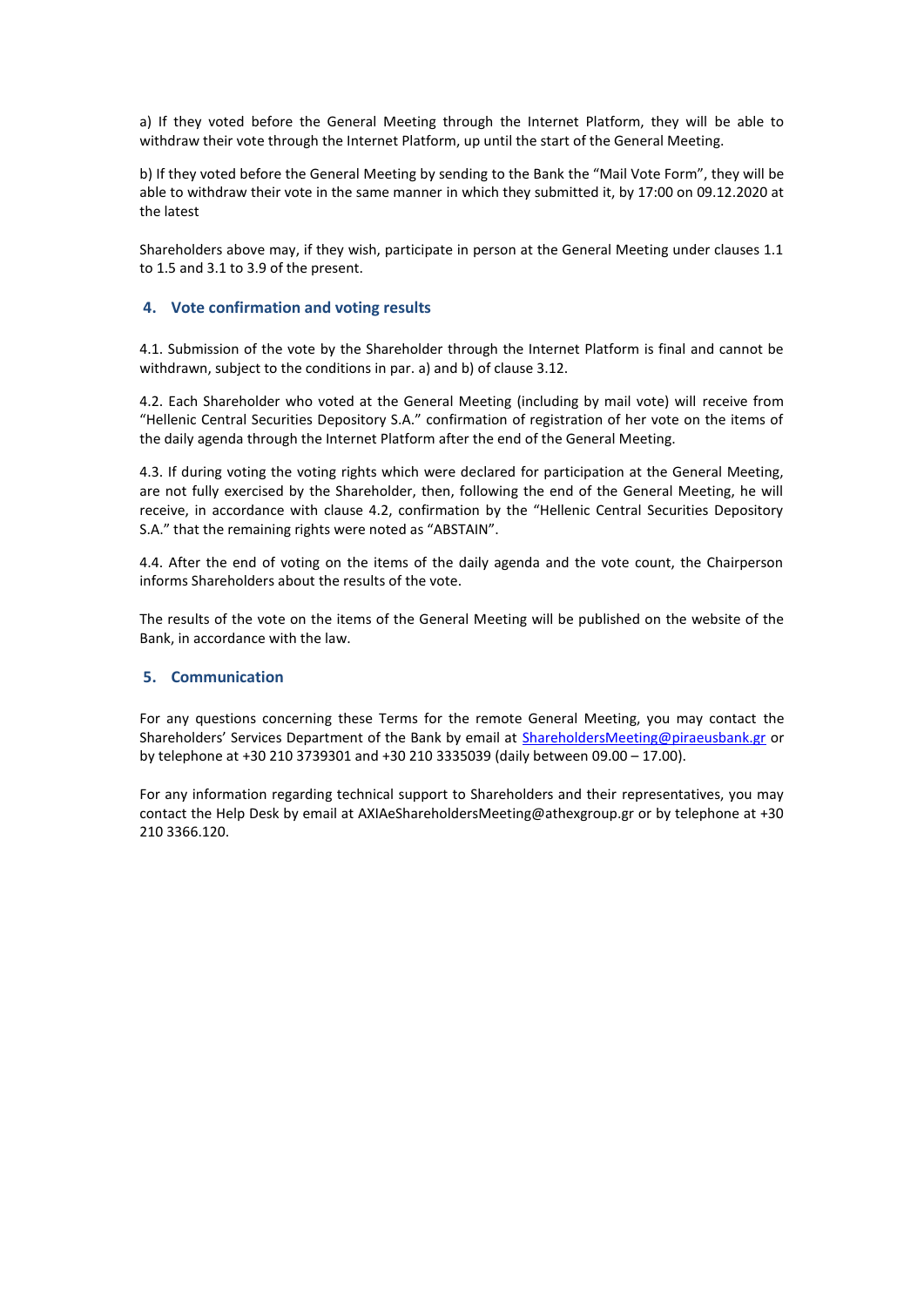a) If they voted before the General Meeting through the Internet Platform, they will be able to withdraw their vote through the Internet Platform, up until the start of the General Meeting.

b) If they voted before the General Meeting by sending to the Bank the "Mail Vote Form", they will be able to withdraw their vote in the same manner in which they submitted it, by 17:00 on 09.12.2020 at the latest

Shareholders above may, if they wish, participate in person at the General Meeting under clauses 1.1 to 1.5 and 3.1 to 3.9 of the present.

## 4. Vote confirmation and voting results

4.1. Submission of the vote by the Shareholder through the Internet Platform is final and cannot be withdrawn, subject to the conditions in par. a) and b) of clause 3.12.

4.2. Each Shareholder who voted at the General Meeting (including by mail vote) will receive from "Hellenic Central Securities Depository S.A." confirmation of registration of her vote on the items of the daily agenda through the Internet Platform after the end of the General Meeting.

4.3. If during voting the voting rights which were declared for participation at the General Meeting, are not fully exercised by the Shareholder, then, following the end of the General Meeting, he will receive, in accordance with clause 4.2, confirmation by the "Hellenic Central Securities Depository S.A." that the remaining rights were noted as "ABSTAIN".

4.4. After the end of voting on the items of the daily agenda and the vote count, the Chairperson informs Shareholders about the results of the vote.

The results of the vote on the items of the General Meeting will be published on the website of the Bank, in accordance with the law.

## 5. Communication

For any questions concerning these Terms for the remote General Meeting, you may contact the Shareholders' Services Department of the Bank by email at ShareholdersMeeting@piraeusbank.gr or by telephone at +30 210 3739301 and +30 210 3335039 (daily between 09.00 – 17.00).

For any information regarding technical support to Shareholders and their representatives, you may contact the Help Desk by email at AXIAeShareholdersMeeting@athexgroup.gr or by telephone at +30 210 3366.120.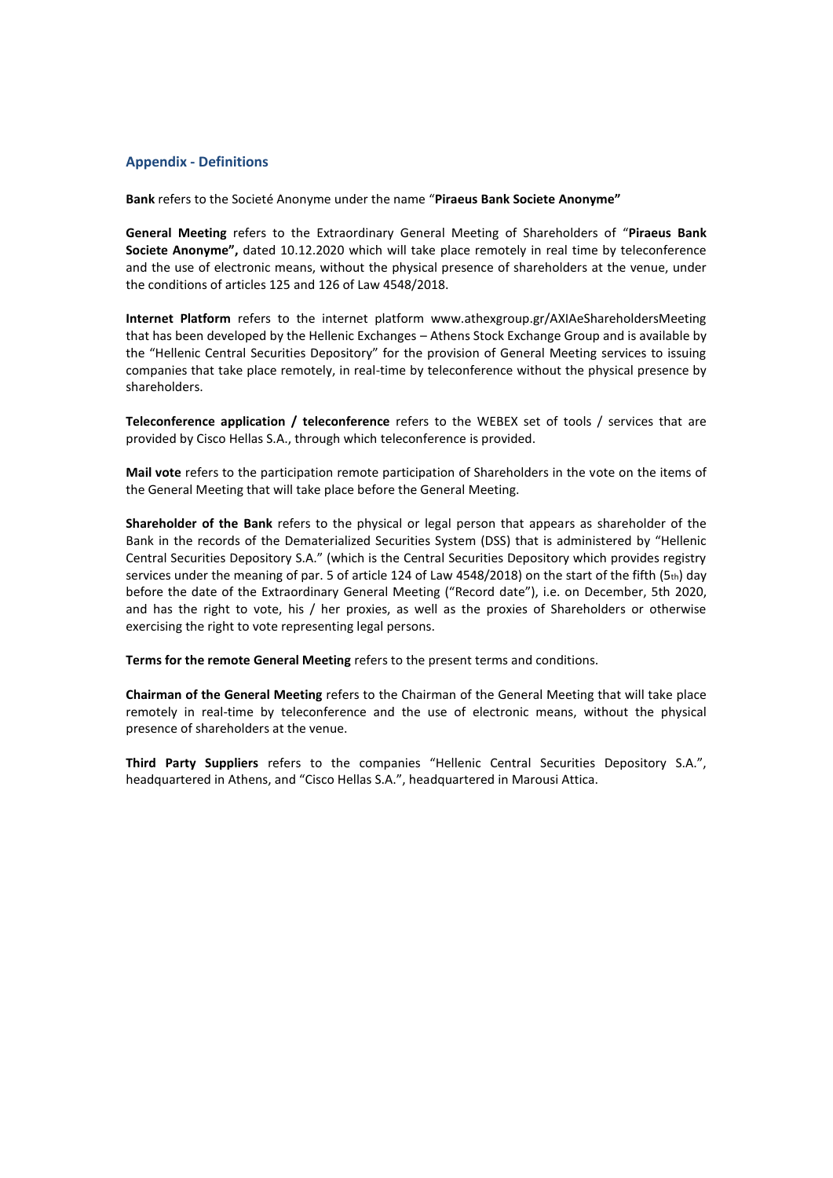## Appendix - Definitions

**Bank** refers to the Societé Anonyme under the name "**Piraeus Bank Societe Anonyme"**

**General Meeting** refers to the Extraordinary General Meeting of Shareholders of "**Piraeus Bank Societe Anonyme",** dated 10.12.2020 which will take place remotely in real time by teleconference and the use of electronic means, without the physical presence of shareholders at the venue, under the conditions of articles 125 and 126 of Law 4548/2018.

**Internet Platform** refers to the internet platform www.athexgroup.gr/AXIAeShareholdersMeeting that has been developed by the Hellenic Exchanges – Athens Stock Exchange Group and is available by the "Hellenic Central Securities Depository" for the provision of General Meeting services to issuing companies that take place remotely, in real-time by teleconference without the physical presence by shareholders.

**Teleconference application / teleconference** refers to the WEBEX set of tools / services that are provided by Cisco Hellas S.A., through which teleconference is provided.

**Mail vote** refers to the participation remote participation of Shareholders in the vote on the items of the General Meeting that will take place before the General Meeting.

**Shareholder of the Bank** refers to the physical or legal person that appears as shareholder of the Bank in the records of the Dematerialized Securities System (DSS) that is administered by "Hellenic Central Securities Depository S.A." (which is the Central Securities Depository which provides registry services under the meaning of par. 5 of article 124 of Law 4548/2018) on the start of the fifth (5th) day before the date of the Extraordinary General Meeting ("Record date"), i.e. on December, 5th 2020, and has the right to vote, his / her proxies, as well as the proxies of Shareholders or otherwise exercising the right to vote representing legal persons.

**Terms for the remote General Meeting** refers to the present terms and conditions.

**Chairman of the General Meeting** refers to the Chairman of the General Meeting that will take place remotely in real-time by teleconference and the use of electronic means, without the physical presence of shareholders at the venue.

**Third Party Suppliers** refers to the companies "Hellenic Central Securities Depository S.A.", headquartered in Athens, and "Cisco Hellas S.A.", headquartered in Marousi Attica.